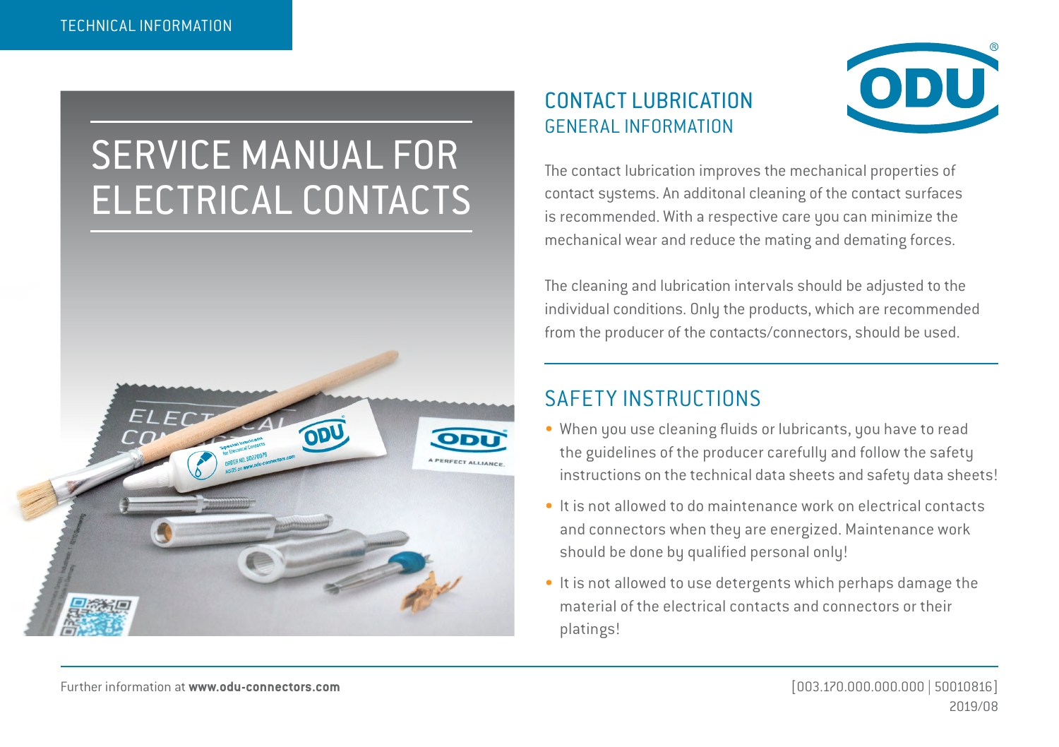TECHNICAL INFORMATION

# SERVICE MANUAL FOR ELECTRICAL CONTACTS

## CONTACT LUBRICATION

### GENERAL INFORMATION

The contact lubrication improves the mechanical properties of contact systems. An additonal cleaning of the contact surfaces is recommended. With a respective care you can minimize the mechanical wear and reduce the mating and demating forces.

The cleaning and lubrication intervals should be adjusted to the individual conditions. Only the products, which are recommended from the producer of the contacts/connectors, should be used.

## SAFETY INSTRUCTIONS

- When you use cleaning fluids or lubricants, you have to read the guidelines of the producer carefully and follow the safety instructions on the technical data sheets and safety data sheets!
- It is not allowed to do maintenance work on electrical contacts and connectors when they are energized. Maintenance work should be done by qualified personal only!
- It is not allowed to use detergents which perhaps damage the material of the electrical contacts and connectors or their platings!

Further information at **www.odu-connectors.com**

[003.170.000.000.000 | 50010816]
2019/08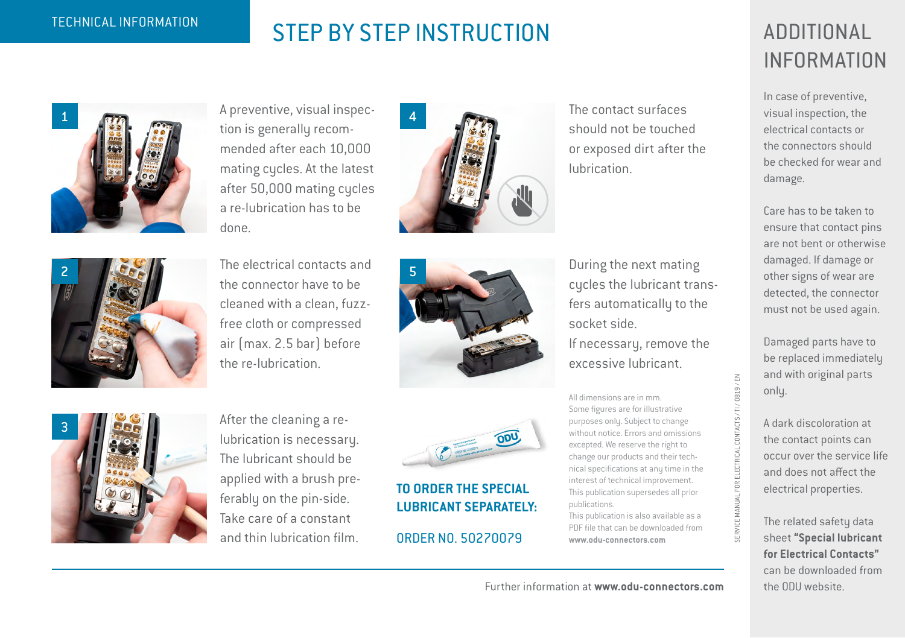TECHNICAL INFORMATION

# STEP BY STEP INSTRUCTION

1

A preventive, visual inspection is generally recommended after each 10,000 mating cycles. At the latest after 50,000 mating cycles a re-lubrication has to be done.

2

The electrical contacts and the connector have to be cleaned with a clean, fuzz-free cloth or compressed air (max. 2.5 bar) before the re-lubrication.

3

After the cleaning a re-lubrication is necessary. The lubricant should be applied with a brush preferably on the pin-side. Take care of a constant and thin lubrication film.

4

The contact surfaces should not be touched or exposed dirt after the lubrication.

5

During the next mating cycles the lubricant transfers automatically to the socket side.
If necessary, remove the excessive lubricant.

**TO ORDER THE SPECIAL LUBRICANT SEPARATELY:**

ORDER NO. 50270079

All dimensions are in mm.
Some figures are for illustrative purposes only. Subject to change without notice. Errors and omissions excepted. We reserve the right to change our products and their technical specifications at any time in the interest of technical improvement.
This publication supersedes all prior publications.
This publication is also available as a PDF file that can be downloaded from **www.odu-connectors.com**

SERVICE MANUAL FOR ELECTRICAL CONTACTS / TI / 0819 / EN

Further information at **www.odu-connectors.com**

## ADDITIONAL INFORMATION

In case of preventive, visual inspection, the electrical contacts or the connectors should be checked for wear and damage.

Care has to be taken to ensure that contact pins are not bent or otherwise damaged. If damage or other signs of wear are detected, the connector must not be used again.

Damaged parts have to be replaced immediately and with original parts only.

A dark discoloration at the contact points can occur over the service life and does not affect the electrical properties.

The related safety data sheet **"Special lubricant for Electrical Contacts"** can be downloaded from the ODU website.